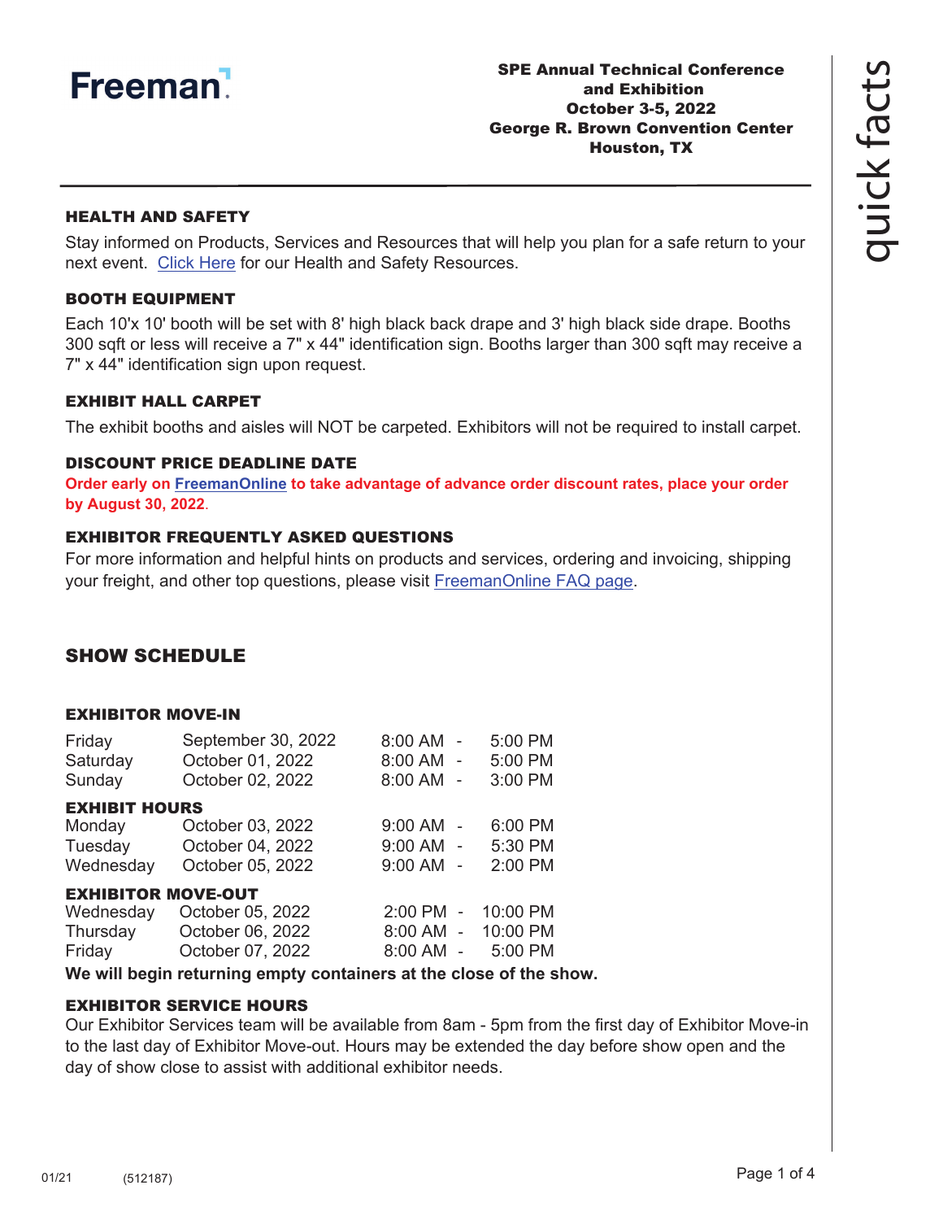Freeman

**SPE Annual Technical Conference and Exhibition**
**October 3-5, 2022**
**George R. Brown Convention Center**
**Houston, TX**

quick facts

---

### HEALTH AND SAFETY

Stay informed on Products, Services and Resources that will help you plan for a safe return to your next event. Click Here for our Health and Safety Resources.

### BOOTH EQUIPMENT

Each 10'x 10' booth will be set with 8' high black back drape and 3' high black side drape. Booths 300 sqft or less will receive a 7" x 44" identification sign. Booths larger than 300 sqft may receive a 7" x 44" identification sign upon request.

### EXHIBIT HALL CARPET

The exhibit booths and aisles will NOT be carpeted. Exhibitors will not be required to install carpet.

### DISCOUNT PRICE DEADLINE DATE

**Order early on FreemanOnline to take advantage of advance order discount rates, place your order by August 30, 2022.**

### EXHIBITOR FREQUENTLY ASKED QUESTIONS

For more information and helpful hints on products and services, ordering and invoicing, shipping your freight, and other top questions, please visit FreemanOnline FAQ page.

## SHOW SCHEDULE

### EXHIBITOR MOVE-IN

| | | | |
|---|---|---|---|
| Friday | September 30, 2022 | 8:00 AM - | 5:00 PM |
| Saturday | October 01, 2022 | 8:00 AM - | 5:00 PM |
| Sunday | October 02, 2022 | 8:00 AM - | 3:00 PM |

### EXHIBIT HOURS

| | | | |
|---|---|---|---|
| Monday | October 03, 2022 | 9:00 AM - | 6:00 PM |
| Tuesday | October 04, 2022 | 9:00 AM - | 5:30 PM |
| Wednesday | October 05, 2022 | 9:00 AM - | 2:00 PM |

### EXHIBITOR MOVE-OUT

| | | | |
|---|---|---|---|
| Wednesday | October 05, 2022 | 2:00 PM - | 10:00 PM |
| Thursday | October 06, 2022 | 8:00 AM - | 10:00 PM |
| Friday | October 07, 2022 | 8:00 AM - | 5:00 PM |

**We will begin returning empty containers at the close of the show.**

### EXHIBITOR SERVICE HOURS

Our Exhibitor Services team will be available from 8am - 5pm from the first day of Exhibitor Move-in to the last day of Exhibitor Move-out. Hours may be extended the day before show open and the day of show close to assist with additional exhibitor needs.

01/21 (512187)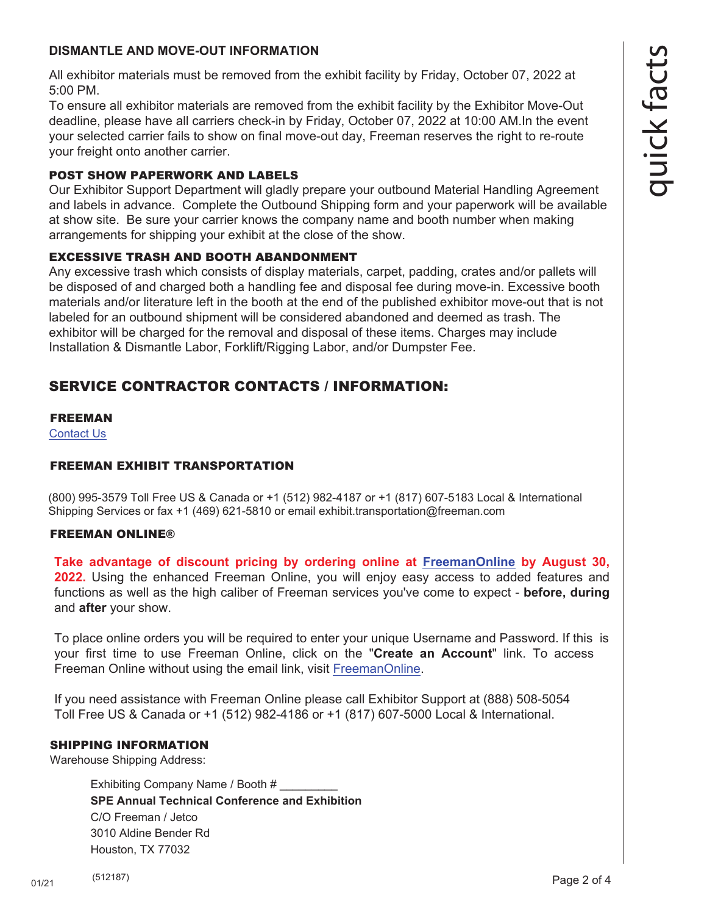## DISMANTLE AND MOVE-OUT INFORMATION

All exhibitor materials must be removed from the exhibit facility by Friday, October 07, 2022 at 5:00 PM.

To ensure all exhibitor materials are removed from the exhibit facility by the Exhibitor Move-Out deadline, please have all carriers check-in by Friday, October 07, 2022 at 10:00 AM.In the event your selected carrier fails to show on final move-out day, Freeman reserves the right to re-route your freight onto another carrier.

### POST SHOW PAPERWORK AND LABELS

Our Exhibitor Support Department will gladly prepare your outbound Material Handling Agreement and labels in advance. Complete the Outbound Shipping form and your paperwork will be available at show site. Be sure your carrier knows the company name and booth number when making arrangements for shipping your exhibit at the close of the show.

### EXCESSIVE TRASH AND BOOTH ABANDONMENT

Any excessive trash which consists of display materials, carpet, padding, crates and/or pallets will be disposed of and charged both a handling fee and disposal fee during move-in. Excessive booth materials and/or literature left in the booth at the end of the published exhibitor move-out that is not labeled for an outbound shipment will be considered abandoned and deemed as trash. The exhibitor will be charged for the removal and disposal of these items. Charges may include Installation & Dismantle Labor, Forklift/Rigging Labor, and/or Dumpster Fee.

## SERVICE CONTRACTOR CONTACTS / INFORMATION:

### FREEMAN

Contact Us

### FREEMAN EXHIBIT TRANSPORTATION

(800) 995-3579 Toll Free US & Canada or +1 (512) 982-4187 or +1 (817) 607-5183 Local & International Shipping Services or fax +1 (469) 621-5810 or email exhibit.transportation@freeman.com

### FREEMAN ONLINE®

**Take advantage of discount pricing by ordering online at FreemanOnline by August 30, 2022.** Using the enhanced Freeman Online, you will enjoy easy access to added features and functions as well as the high caliber of Freeman services you've come to expect - **before, during** and **after** your show.

To place online orders you will be required to enter your unique Username and Password. If this is your first time to use Freeman Online, click on the "**Create an Account**" link. To access Freeman Online without using the email link, visit FreemanOnline.

If you need assistance with Freeman Online please call Exhibitor Support at (888) 508-5054 Toll Free US & Canada or +1 (512) 982-4186 or +1 (817) 607-5000 Local & International.

### SHIPPING INFORMATION

Warehouse Shipping Address:

> Exhibiting Company Name / Booth # _________
> **SPE Annual Technical Conference and Exhibition**
> C/O Freeman / Jetco
> 3010 Aldine Bender Rd
> Houston, TX 77032

(512187)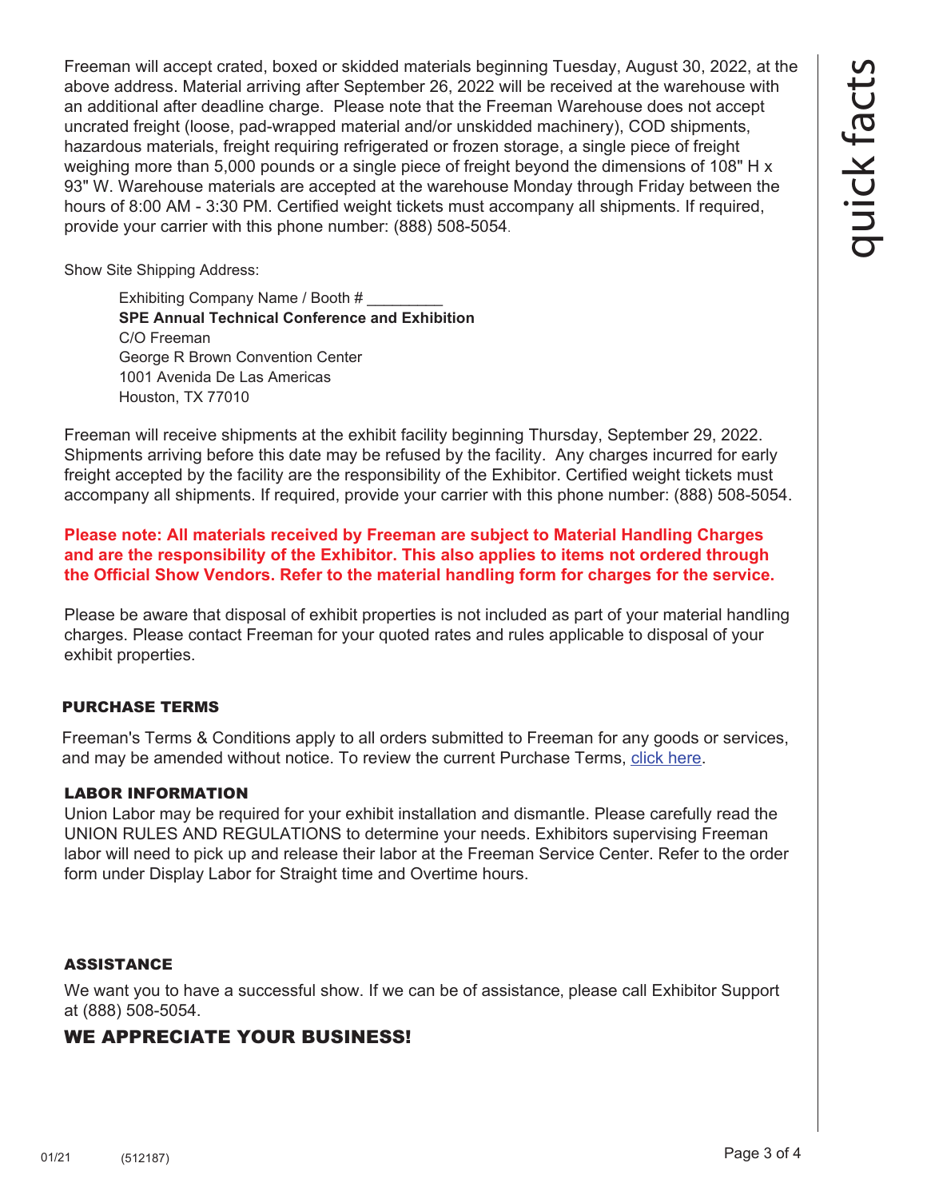Freeman will accept crated, boxed or skidded materials beginning Tuesday, August 30, 2022, at the above address. Material arriving after September 26, 2022 will be received at the warehouse with an additional after deadline charge. Please note that the Freeman Warehouse does not accept uncrated freight (loose, pad-wrapped material and/or unskidded machinery), COD shipments, hazardous materials, freight requiring refrigerated or frozen storage, a single piece of freight weighing more than 5,000 pounds or a single piece of freight beyond the dimensions of 108" H x 93" W. Warehouse materials are accepted at the warehouse Monday through Friday between the hours of 8:00 AM - 3:30 PM. Certified weight tickets must accompany all shipments. If required, provide your carrier with this phone number: (888) 508-5054.

Show Site Shipping Address:

> Exhibiting Company Name / Booth # _________
> **SPE Annual Technical Conference and Exhibition**
> C/O Freeman
> George R Brown Convention Center
> 1001 Avenida De Las Americas
> Houston, TX 77010

Freeman will receive shipments at the exhibit facility beginning Thursday, September 29, 2022. Shipments arriving before this date may be refused by the facility. Any charges incurred for early freight accepted by the facility are the responsibility of the Exhibitor. Certified weight tickets must accompany all shipments. If required, provide your carrier with this phone number: (888) 508-5054.

**Please note: All materials received by Freeman are subject to Material Handling Charges and are the responsibility of the Exhibitor. This also applies to items not ordered through the Official Show Vendors. Refer to the material handling form for charges for the service.**

Please be aware that disposal of exhibit properties is not included as part of your material handling charges. Please contact Freeman for your quoted rates and rules applicable to disposal of your exhibit properties.

## PURCHASE TERMS

Freeman's Terms & Conditions apply to all orders submitted to Freeman for any goods or services, and may be amended without notice. To review the current Purchase Terms, click here.

## LABOR INFORMATION

Union Labor may be required for your exhibit installation and dismantle. Please carefully read the UNION RULES AND REGULATIONS to determine your needs. Exhibitors supervising Freeman labor will need to pick up and release their labor at the Freeman Service Center. Refer to the order form under Display Labor for Straight time and Overtime hours.

## ASSISTANCE

We want you to have a successful show. If we can be of assistance, please call Exhibitor Support at (888) 508-5054.

## WE APPRECIATE YOUR BUSINESS!

01/21 (512187)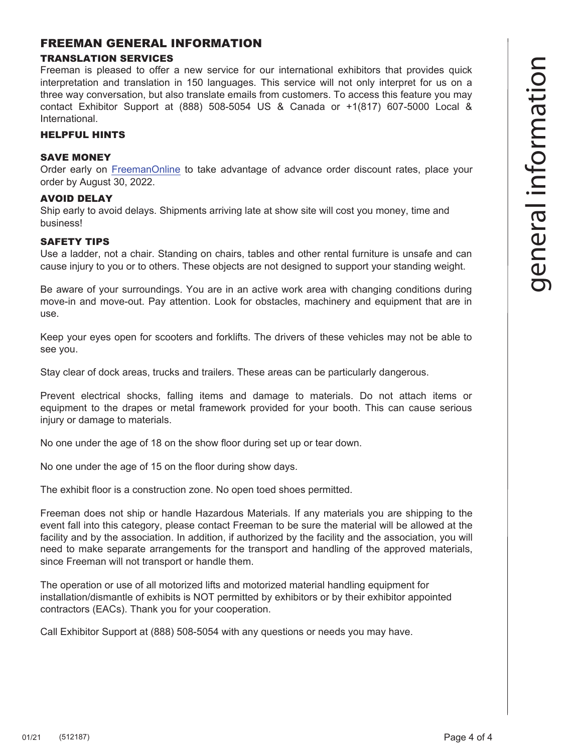# FREEMAN GENERAL INFORMATION

## TRANSLATION SERVICES

Freeman is pleased to offer a new service for our international exhibitors that provides quick interpretation and translation in 150 languages. This service will not only interpret for us on a three way conversation, but also translate emails from customers. To access this feature you may contact Exhibitor Support at (888) 508-5054 US & Canada or +1(817) 607-5000 Local & International.

## HELPFUL HINTS

### SAVE MONEY

Order early on [FreemanOnline] to take advantage of advance order discount rates, place your order by August 30, 2022.

### AVOID DELAY

Ship early to avoid delays. Shipments arriving late at show site will cost you money, time and business!

### SAFETY TIPS

Use a ladder, not a chair. Standing on chairs, tables and other rental furniture is unsafe and can cause injury to you or to others. These objects are not designed to support your standing weight.

Be aware of your surroundings. You are in an active work area with changing conditions during move-in and move-out. Pay attention. Look for obstacles, machinery and equipment that are in use.

Keep your eyes open for scooters and forklifts. The drivers of these vehicles may not be able to see you.

Stay clear of dock areas, trucks and trailers. These areas can be particularly dangerous.

Prevent electrical shocks, falling items and damage to materials. Do not attach items or equipment to the drapes or metal framework provided for your booth. This can cause serious injury or damage to materials.

No one under the age of 18 on the show floor during set up or tear down.

No one under the age of 15 on the floor during show days.

The exhibit floor is a construction zone. No open toed shoes permitted.

Freeman does not ship or handle Hazardous Materials. If any materials you are shipping to the event fall into this category, please contact Freeman to be sure the material will be allowed at the facility and by the association. In addition, if authorized by the facility and the association, you will need to make separate arrangements for the transport and handling of the approved materials, since Freeman will not transport or handle them.

The operation or use of all motorized lifts and motorized material handling equipment for installation/dismantle of exhibits is NOT permitted by exhibitors or by their exhibitor appointed contractors (EACs). Thank you for your cooperation.

Call Exhibitor Support at (888) 508-5054 with any questions or needs you may have.